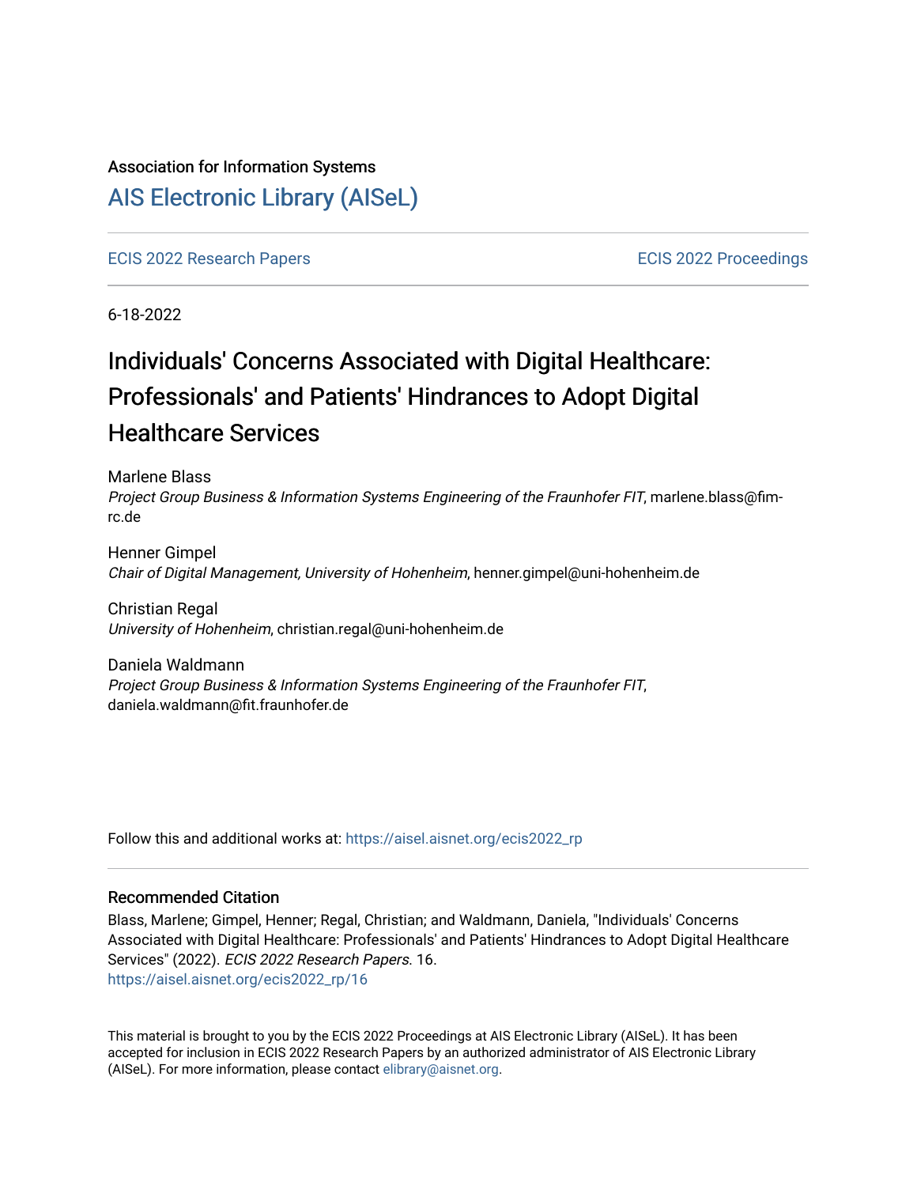Association for Information Systems

# AIS Electronic Library (AISeL)

ECIS 2022 Research Papers | ECIS 2022 Proceedings

6-18-2022

# Individuals' Concerns Associated with Digital Healthcare: Professionals' and Patients' Hindrances to Adopt Digital Healthcare Services

Marlene Blass
*Project Group Business & Information Systems Engineering of the Fraunhofer FIT*, marlene.blass@fim-rc.de

Henner Gimpel
*Chair of Digital Management, University of Hohenheim*, henner.gimpel@uni-hohenheim.de

Christian Regal
*University of Hohenheim*, christian.regal@uni-hohenheim.de

Daniela Waldmann
*Project Group Business & Information Systems Engineering of the Fraunhofer FIT*, daniela.waldmann@fit.fraunhofer.de

Follow this and additional works at: https://aisel.aisnet.org/ecis2022_rp

## Recommended Citation

Blass, Marlene; Gimpel, Henner; Regal, Christian; and Waldmann, Daniela, "Individuals' Concerns Associated with Digital Healthcare: Professionals' and Patients' Hindrances to Adopt Digital Healthcare Services" (2022). *ECIS 2022 Research Papers*. 16.
https://aisel.aisnet.org/ecis2022_rp/16

This material is brought to you by the ECIS 2022 Proceedings at AIS Electronic Library (AISeL). It has been accepted for inclusion in ECIS 2022 Research Papers by an authorized administrator of AIS Electronic Library (AISeL). For more information, please contact elibrary@aisnet.org.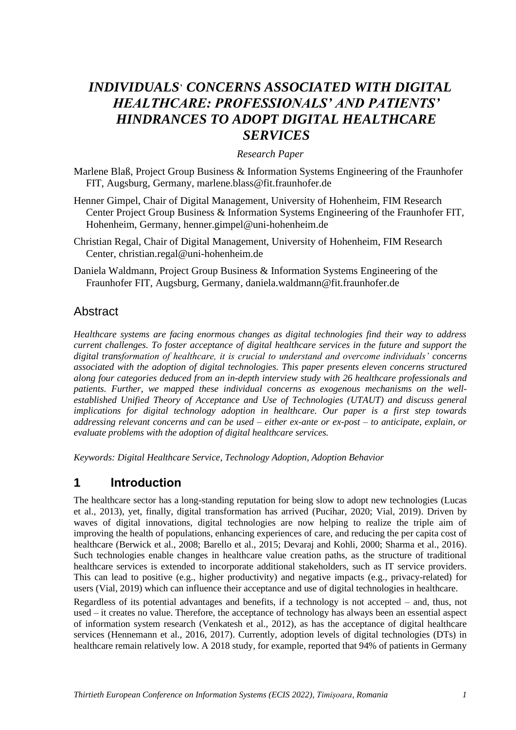# *INDIVIDUALS' CONCERNS ASSOCIATED WITH DIGITAL HEALTHCARE: PROFESSIONALS' AND PATIENTS' HINDRANCES TO ADOPT DIGITAL HEALTHCARE SERVICES*

*Research Paper*

Marlene Blaß, Project Group Business & Information Systems Engineering of the Fraunhofer FIT, Augsburg, Germany, marlene.blass@fit.fraunhofer.de

Henner Gimpel, Chair of Digital Management, University of Hohenheim, FIM Research Center Project Group Business & Information Systems Engineering of the Fraunhofer FIT, Hohenheim, Germany, henner.gimpel@uni-hohenheim.de

Christian Regal, Chair of Digital Management, University of Hohenheim, FIM Research Center, christian.regal@uni-hohenheim.de

Daniela Waldmann, Project Group Business & Information Systems Engineering of the Fraunhofer FIT, Augsburg, Germany, daniela.waldmann@fit.fraunhofer.de

## Abstract

*Healthcare systems are facing enormous changes as digital technologies find their way to address current challenges. To foster acceptance of digital healthcare services in the future and support the digital transformation of healthcare, it is crucial to understand and overcome individuals' concerns associated with the adoption of digital technologies. This paper presents eleven concerns structured along four categories deduced from an in-depth interview study with 26 healthcare professionals and patients. Further, we mapped these individual concerns as exogenous mechanisms on the well-established Unified Theory of Acceptance and Use of Technologies (UTAUT) and discuss general implications for digital technology adoption in healthcare. Our paper is a first step towards addressing relevant concerns and can be used – either ex-ante or ex-post – to anticipate, explain, or evaluate problems with the adoption of digital healthcare services.*

*Keywords: Digital Healthcare Service, Technology Adoption, Adoption Behavior*

## 1 Introduction

The healthcare sector has a long-standing reputation for being slow to adopt new technologies (Lucas et al., 2013), yet, finally, digital transformation has arrived (Pucihar, 2020; Vial, 2019). Driven by waves of digital innovations, digital technologies are now helping to realize the triple aim of improving the health of populations, enhancing experiences of care, and reducing the per capita cost of healthcare (Berwick et al., 2008; Barello et al., 2015; Devaraj and Kohli, 2000; Sharma et al., 2016). Such technologies enable changes in healthcare value creation paths, as the structure of traditional healthcare services is extended to incorporate additional stakeholders, such as IT service providers. This can lead to positive (e.g., higher productivity) and negative impacts (e.g., privacy-related) for users (Vial, 2019) which can influence their acceptance and use of digital technologies in healthcare.

Regardless of its potential advantages and benefits, if a technology is not accepted – and, thus, not used – it creates no value. Therefore, the acceptance of technology has always been an essential aspect of information system research (Venkatesh et al., 2012), as has the acceptance of digital healthcare services (Hennemann et al., 2016, 2017). Currently, adoption levels of digital technologies (DTs) in healthcare remain relatively low. A 2018 study, for example, reported that 94% of patients in Germany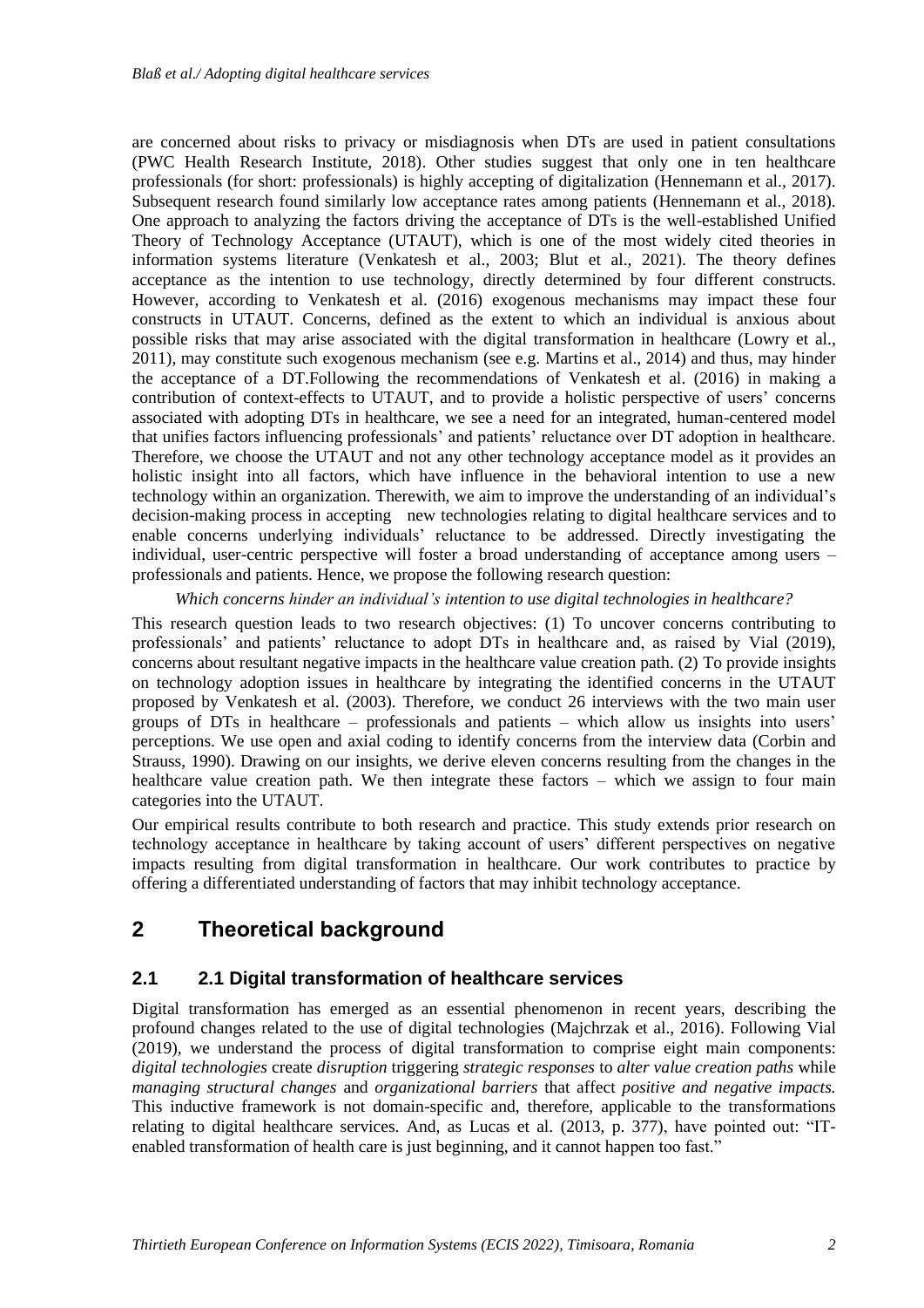are concerned about risks to privacy or misdiagnosis when DTs are used in patient consultations (PWC Health Research Institute, 2018). Other studies suggest that only one in ten healthcare professionals (for short: professionals) is highly accepting of digitalization (Hennemann et al., 2017). Subsequent research found similarly low acceptance rates among patients (Hennemann et al., 2018). One approach to analyzing the factors driving the acceptance of DTs is the well-established Unified Theory of Technology Acceptance (UTAUT), which is one of the most widely cited theories in information systems literature (Venkatesh et al., 2003; Blut et al., 2021). The theory defines acceptance as the intention to use technology, directly determined by four different constructs. However, according to Venkatesh et al. (2016) exogenous mechanisms may impact these four constructs in UTAUT. Concerns, defined as the extent to which an individual is anxious about possible risks that may arise associated with the digital transformation in healthcare (Lowry et al., 2011), may constitute such exogenous mechanism (see e.g. Martins et al., 2014) and thus, may hinder the acceptance of a DT.Following the recommendations of Venkatesh et al. (2016) in making a contribution of context-effects to UTAUT, and to provide a holistic perspective of users' concerns associated with adopting DTs in healthcare, we see a need for an integrated, human-centered model that unifies factors influencing professionals' and patients' reluctance over DT adoption in healthcare. Therefore, we choose the UTAUT and not any other technology acceptance model as it provides an holistic insight into all factors, which have influence in the behavioral intention to use a new technology within an organization. Therewith, we aim to improve the understanding of an individual's decision-making process in accepting new technologies relating to digital healthcare services and to enable concerns underlying individuals' reluctance to be addressed. Directly investigating the individual, user-centric perspective will foster a broad understanding of acceptance among users – professionals and patients. Hence, we propose the following research question:

*Which concerns hinder an individual's intention to use digital technologies in healthcare?*

This research question leads to two research objectives: (1) To uncover concerns contributing to professionals' and patients' reluctance to adopt DTs in healthcare and, as raised by Vial (2019), concerns about resultant negative impacts in the healthcare value creation path. (2) To provide insights on technology adoption issues in healthcare by integrating the identified concerns in the UTAUT proposed by Venkatesh et al. (2003). Therefore, we conduct 26 interviews with the two main user groups of DTs in healthcare – professionals and patients – which allow us insights into users' perceptions. We use open and axial coding to identify concerns from the interview data (Corbin and Strauss, 1990). Drawing on our insights, we derive eleven concerns resulting from the changes in the healthcare value creation path. We then integrate these factors – which we assign to four main categories into the UTAUT.

Our empirical results contribute to both research and practice. This study extends prior research on technology acceptance in healthcare by taking account of users' different perspectives on negative impacts resulting from digital transformation in healthcare. Our work contributes to practice by offering a differentiated understanding of factors that may inhibit technology acceptance.

# 2 Theoretical background

## 2.1 2.1 Digital transformation of healthcare services

Digital transformation has emerged as an essential phenomenon in recent years, describing the profound changes related to the use of digital technologies (Majchrzak et al., 2016). Following Vial (2019), we understand the process of digital transformation to comprise eight main components: *digital technologies* create *disruption* triggering *strategic responses* to *alter value creation paths* while *managing structural changes* and *organizational barriers* that affect *positive and negative impacts.* This inductive framework is not domain-specific and, therefore, applicable to the transformations relating to digital healthcare services. And, as Lucas et al. (2013, p. 377), have pointed out: "IT-enabled transformation of health care is just beginning, and it cannot happen too fast."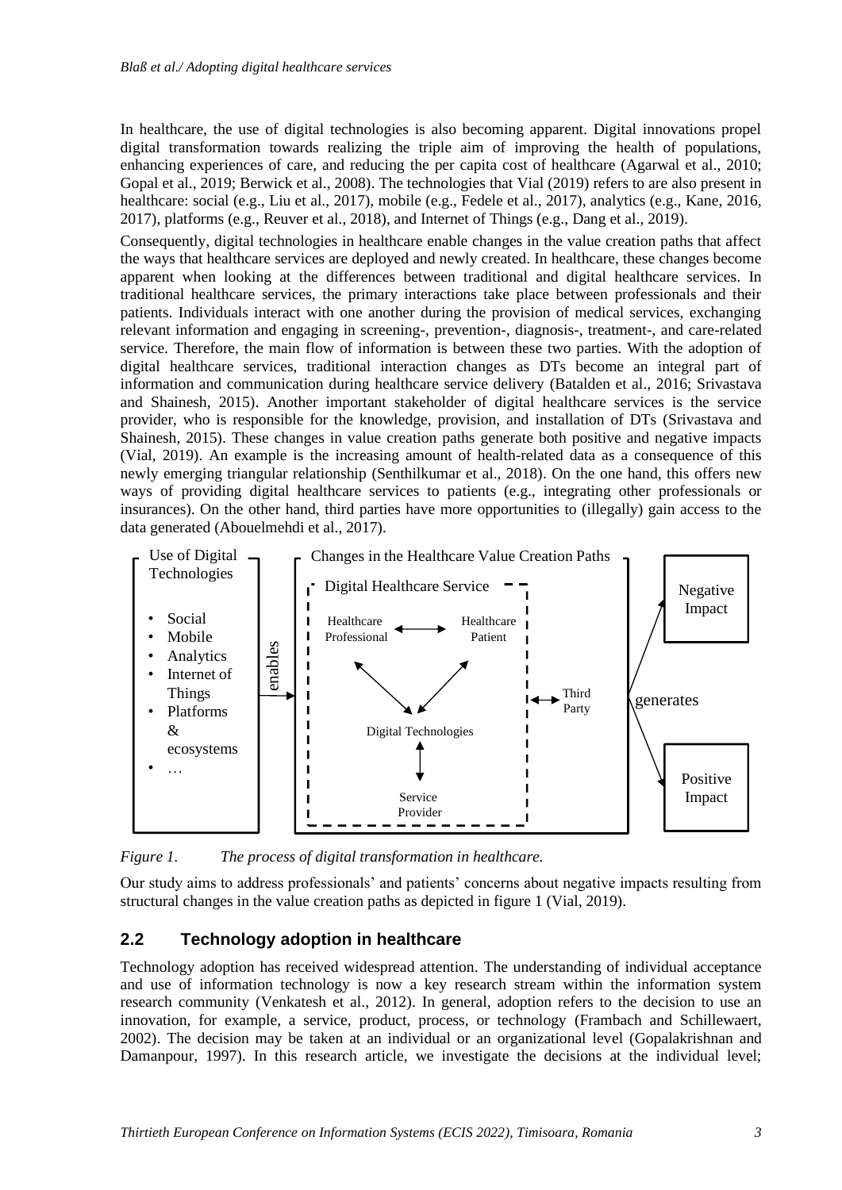In healthcare, the use of digital technologies is also becoming apparent. Digital innovations propel digital transformation towards realizing the triple aim of improving the health of populations, enhancing experiences of care, and reducing the per capita cost of healthcare (Agarwal et al., 2010; Gopal et al., 2019; Berwick et al., 2008). The technologies that Vial (2019) refers to are also present in healthcare: social (e.g., Liu et al., 2017), mobile (e.g., Fedele et al., 2017), analytics (e.g., Kane, 2016, 2017), platforms (e.g., Reuver et al., 2018), and Internet of Things (e.g., Dang et al., 2019).

Consequently, digital technologies in healthcare enable changes in the value creation paths that affect the ways that healthcare services are deployed and newly created. In healthcare, these changes become apparent when looking at the differences between traditional and digital healthcare services. In traditional healthcare services, the primary interactions take place between professionals and their patients. Individuals interact with one another during the provision of medical services, exchanging relevant information and engaging in screening-, prevention-, diagnosis-, treatment-, and care-related service. Therefore, the main flow of information is between these two parties. With the adoption of digital healthcare services, traditional interaction changes as DTs become an integral part of information and communication during healthcare service delivery (Batalden et al., 2016; Srivastava and Shainesh, 2015). Another important stakeholder of digital healthcare services is the service provider, who is responsible for the knowledge, provision, and installation of DTs (Srivastava and Shainesh, 2015). These changes in value creation paths generate both positive and negative impacts (Vial, 2019). An example is the increasing amount of health-related data as a consequence of this newly emerging triangular relationship (Senthilkumar et al., 2018). On the one hand, this offers new ways of providing digital healthcare services to patients (e.g., integrating other professionals or insurances). On the other hand, third parties have more opportunities to (illegally) gain access to the data generated (Abouelmehdi et al., 2017).

Use of Digital Technologies: Social, Mobile, Analytics, Internet of Things, Platforms & ecosystems, …

enables → Changes in the Healthcare Value Creation Paths: Digital Healthcare Service (Healthcare Professional ↔ Healthcare Patient; both ↔ Digital Technologies; Digital Technologies ↔ Service Provider) ↔ Third Party

generates → Negative Impact / Positive Impact

*Figure 1. The process of digital transformation in healthcare.*

Our study aims to address professionals' and patients' concerns about negative impacts resulting from structural changes in the value creation paths as depicted in figure 1 (Vial, 2019).

## 2.2 Technology adoption in healthcare

Technology adoption has received widespread attention. The understanding of individual acceptance and use of information technology is now a key research stream within the information system research community (Venkatesh et al., 2012). In general, adoption refers to the decision to use an innovation, for example, a service, product, process, or technology (Frambach and Schillewaert, 2002). The decision may be taken at an individual or an organizational level (Gopalakrishnan and Damanpour, 1997). In this research article, we investigate the decisions at the individual level;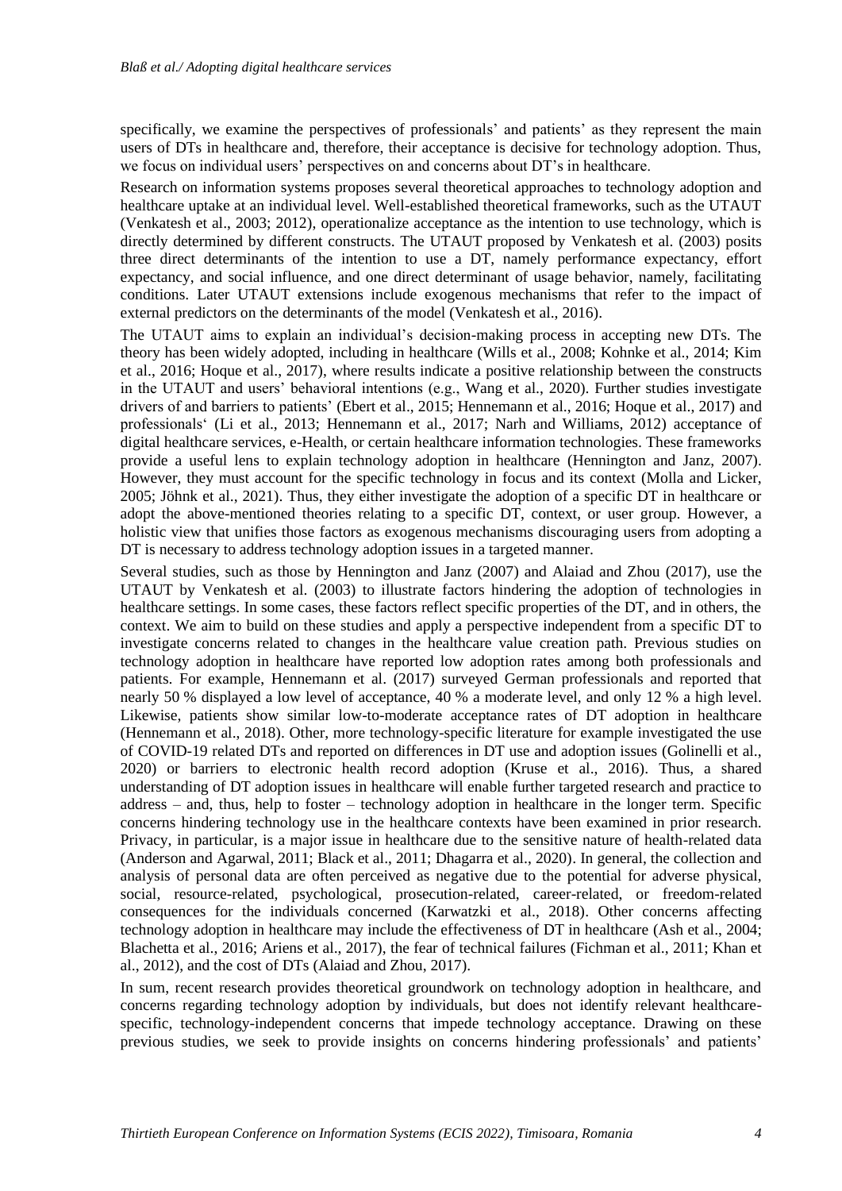specifically, we examine the perspectives of professionals' and patients' as they represent the main users of DTs in healthcare and, therefore, their acceptance is decisive for technology adoption. Thus, we focus on individual users' perspectives on and concerns about DT's in healthcare.

Research on information systems proposes several theoretical approaches to technology adoption and healthcare uptake at an individual level. Well-established theoretical frameworks, such as the UTAUT (Venkatesh et al., 2003; 2012), operationalize acceptance as the intention to use technology, which is directly determined by different constructs. The UTAUT proposed by Venkatesh et al. (2003) posits three direct determinants of the intention to use a DT, namely performance expectancy, effort expectancy, and social influence, and one direct determinant of usage behavior, namely, facilitating conditions. Later UTAUT extensions include exogenous mechanisms that refer to the impact of external predictors on the determinants of the model (Venkatesh et al., 2016).

The UTAUT aims to explain an individual's decision-making process in accepting new DTs. The theory has been widely adopted, including in healthcare (Wills et al., 2008; Kohnke et al., 2014; Kim et al., 2016; Hoque et al., 2017), where results indicate a positive relationship between the constructs in the UTAUT and users' behavioral intentions (e.g., Wang et al., 2020). Further studies investigate drivers of and barriers to patients' (Ebert et al., 2015; Hennemann et al., 2016; Hoque et al., 2017) and professionals' (Li et al., 2013; Hennemann et al., 2017; Narh and Williams, 2012) acceptance of digital healthcare services, e-Health, or certain healthcare information technologies. These frameworks provide a useful lens to explain technology adoption in healthcare (Hennington and Janz, 2007). However, they must account for the specific technology in focus and its context (Molla and Licker, 2005; Jöhnk et al., 2021). Thus, they either investigate the adoption of a specific DT in healthcare or adopt the above-mentioned theories relating to a specific DT, context, or user group. However, a holistic view that unifies those factors as exogenous mechanisms discouraging users from adopting a DT is necessary to address technology adoption issues in a targeted manner.

Several studies, such as those by Hennington and Janz (2007) and Alaiad and Zhou (2017), use the UTAUT by Venkatesh et al. (2003) to illustrate factors hindering the adoption of technologies in healthcare settings. In some cases, these factors reflect specific properties of the DT, and in others, the context. We aim to build on these studies and apply a perspective independent from a specific DT to investigate concerns related to changes in the healthcare value creation path. Previous studies on technology adoption in healthcare have reported low adoption rates among both professionals and patients. For example, Hennemann et al. (2017) surveyed German professionals and reported that nearly 50 % displayed a low level of acceptance, 40 % a moderate level, and only 12 % a high level. Likewise, patients show similar low-to-moderate acceptance rates of DT adoption in healthcare (Hennemann et al., 2018). Other, more technology-specific literature for example investigated the use of COVID-19 related DTs and reported on differences in DT use and adoption issues (Golinelli et al., 2020) or barriers to electronic health record adoption (Kruse et al., 2016). Thus, a shared understanding of DT adoption issues in healthcare will enable further targeted research and practice to address – and, thus, help to foster – technology adoption in healthcare in the longer term. Specific concerns hindering technology use in the healthcare contexts have been examined in prior research. Privacy, in particular, is a major issue in healthcare due to the sensitive nature of health-related data (Anderson and Agarwal, 2011; Black et al., 2011; Dhagarra et al., 2020). In general, the collection and analysis of personal data are often perceived as negative due to the potential for adverse physical, social, resource-related, psychological, prosecution-related, career-related, or freedom-related consequences for the individuals concerned (Karwatzki et al., 2018). Other concerns affecting technology adoption in healthcare may include the effectiveness of DT in healthcare (Ash et al., 2004; Blachetta et al., 2016; Ariens et al., 2017), the fear of technical failures (Fichman et al., 2011; Khan et al., 2012), and the cost of DTs (Alaiad and Zhou, 2017).

In sum, recent research provides theoretical groundwork on technology adoption in healthcare, and concerns regarding technology adoption by individuals, but does not identify relevant healthcare-specific, technology-independent concerns that impede technology acceptance. Drawing on these previous studies, we seek to provide insights on concerns hindering professionals' and patients'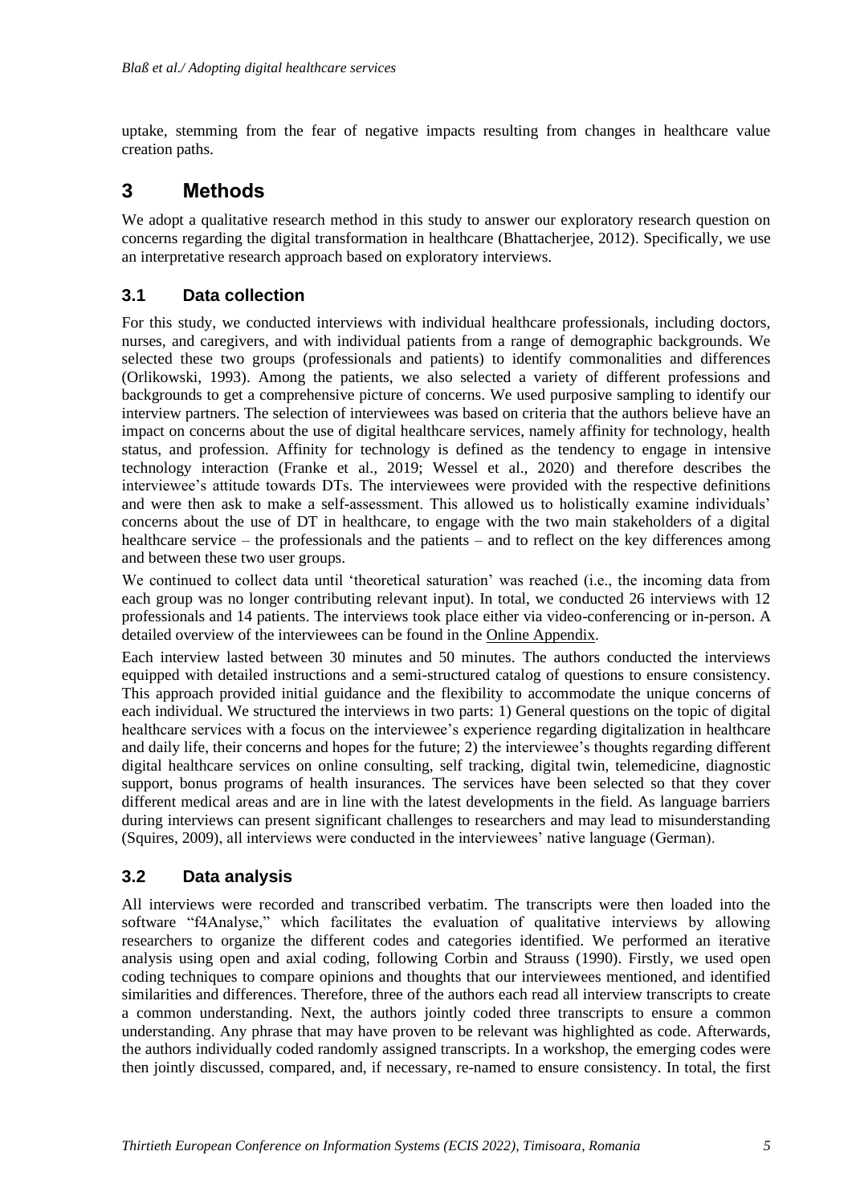uptake, stemming from the fear of negative impacts resulting from changes in healthcare value creation paths.

# 3 Methods

We adopt a qualitative research method in this study to answer our exploratory research question on concerns regarding the digital transformation in healthcare (Bhattacherjee, 2012). Specifically, we use an interpretative research approach based on exploratory interviews.

## 3.1 Data collection

For this study, we conducted interviews with individual healthcare professionals, including doctors, nurses, and caregivers, and with individual patients from a range of demographic backgrounds. We selected these two groups (professionals and patients) to identify commonalities and differences (Orlikowski, 1993). Among the patients, we also selected a variety of different professions and backgrounds to get a comprehensive picture of concerns. We used purposive sampling to identify our interview partners. The selection of interviewees was based on criteria that the authors believe have an impact on concerns about the use of digital healthcare services, namely affinity for technology, health status, and profession. Affinity for technology is defined as the tendency to engage in intensive technology interaction (Franke et al., 2019; Wessel et al., 2020) and therefore describes the interviewee's attitude towards DTs. The interviewees were provided with the respective definitions and were then ask to make a self-assessment. This allowed us to holistically examine individuals' concerns about the use of DT in healthcare, to engage with the two main stakeholders of a digital healthcare service – the professionals and the patients – and to reflect on the key differences among and between these two user groups.

We continued to collect data until 'theoretical saturation' was reached (i.e., the incoming data from each group was no longer contributing relevant input). In total, we conducted 26 interviews with 12 professionals and 14 patients. The interviews took place either via video-conferencing or in-person. A detailed overview of the interviewees can be found in the Online Appendix.

Each interview lasted between 30 minutes and 50 minutes. The authors conducted the interviews equipped with detailed instructions and a semi-structured catalog of questions to ensure consistency. This approach provided initial guidance and the flexibility to accommodate the unique concerns of each individual. We structured the interviews in two parts: 1) General questions on the topic of digital healthcare services with a focus on the interviewee's experience regarding digitalization in healthcare and daily life, their concerns and hopes for the future; 2) the interviewee's thoughts regarding different digital healthcare services on online consulting, self tracking, digital twin, telemedicine, diagnostic support, bonus programs of health insurances. The services have been selected so that they cover different medical areas and are in line with the latest developments in the field. As language barriers during interviews can present significant challenges to researchers and may lead to misunderstanding (Squires, 2009), all interviews were conducted in the interviewees' native language (German).

## 3.2 Data analysis

All interviews were recorded and transcribed verbatim. The transcripts were then loaded into the software "f4Analyse," which facilitates the evaluation of qualitative interviews by allowing researchers to organize the different codes and categories identified. We performed an iterative analysis using open and axial coding, following Corbin and Strauss (1990). Firstly, we used open coding techniques to compare opinions and thoughts that our interviewees mentioned, and identified similarities and differences. Therefore, three of the authors each read all interview transcripts to create a common understanding. Next, the authors jointly coded three transcripts to ensure a common understanding. Any phrase that may have proven to be relevant was highlighted as code. Afterwards, the authors individually coded randomly assigned transcripts. In a workshop, the emerging codes were then jointly discussed, compared, and, if necessary, re-named to ensure consistency. In total, the first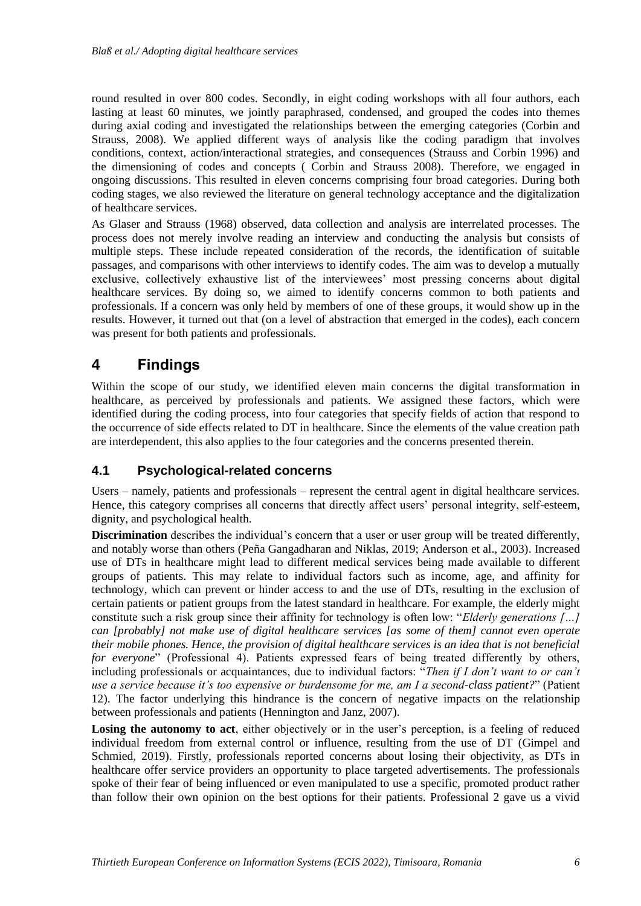round resulted in over 800 codes. Secondly, in eight coding workshops with all four authors, each lasting at least 60 minutes, we jointly paraphrased, condensed, and grouped the codes into themes during axial coding and investigated the relationships between the emerging categories (Corbin and Strauss, 2008). We applied different ways of analysis like the coding paradigm that involves conditions, context, action/interactional strategies, and consequences (Strauss and Corbin 1996) and the dimensioning of codes and concepts ( Corbin and Strauss 2008). Therefore, we engaged in ongoing discussions. This resulted in eleven concerns comprising four broad categories. During both coding stages, we also reviewed the literature on general technology acceptance and the digitalization of healthcare services.

As Glaser and Strauss (1968) observed, data collection and analysis are interrelated processes. The process does not merely involve reading an interview and conducting the analysis but consists of multiple steps. These include repeated consideration of the records, the identification of suitable passages, and comparisons with other interviews to identify codes. The aim was to develop a mutually exclusive, collectively exhaustive list of the interviewees' most pressing concerns about digital healthcare services. By doing so, we aimed to identify concerns common to both patients and professionals. If a concern was only held by members of one of these groups, it would show up in the results. However, it turned out that (on a level of abstraction that emerged in the codes), each concern was present for both patients and professionals.

# 4 Findings

Within the scope of our study, we identified eleven main concerns the digital transformation in healthcare, as perceived by professionals and patients. We assigned these factors, which were identified during the coding process, into four categories that specify fields of action that respond to the occurrence of side effects related to DT in healthcare. Since the elements of the value creation path are interdependent, this also applies to the four categories and the concerns presented therein.

## 4.1 Psychological-related concerns

Users – namely, patients and professionals – represent the central agent in digital healthcare services. Hence, this category comprises all concerns that directly affect users' personal integrity, self-esteem, dignity, and psychological health.

**Discrimination** describes the individual's concern that a user or user group will be treated differently, and notably worse than others (Peña Gangadharan and Niklas, 2019; Anderson et al., 2003). Increased use of DTs in healthcare might lead to different medical services being made available to different groups of patients. This may relate to individual factors such as income, age, and affinity for technology, which can prevent or hinder access to and the use of DTs, resulting in the exclusion of certain patients or patient groups from the latest standard in healthcare. For example, the elderly might constitute such a risk group since their affinity for technology is often low: "*Elderly generations […] can [probably] not make use of digital healthcare services [as some of them] cannot even operate their mobile phones. Hence, the provision of digital healthcare services is an idea that is not beneficial for everyone*" (Professional 4). Patients expressed fears of being treated differently by others, including professionals or acquaintances, due to individual factors: "*Then if I don't want to or can't use a service because it's too expensive or burdensome for me, am I a second-class patient?*" (Patient 12). The factor underlying this hindrance is the concern of negative impacts on the relationship between professionals and patients (Hennington and Janz, 2007).

**Losing the autonomy to act**, either objectively or in the user's perception, is a feeling of reduced individual freedom from external control or influence, resulting from the use of DT (Gimpel and Schmied, 2019). Firstly, professionals reported concerns about losing their objectivity, as DTs in healthcare offer service providers an opportunity to place targeted advertisements. The professionals spoke of their fear of being influenced or even manipulated to use a specific, promoted product rather than follow their own opinion on the best options for their patients. Professional 2 gave us a vivid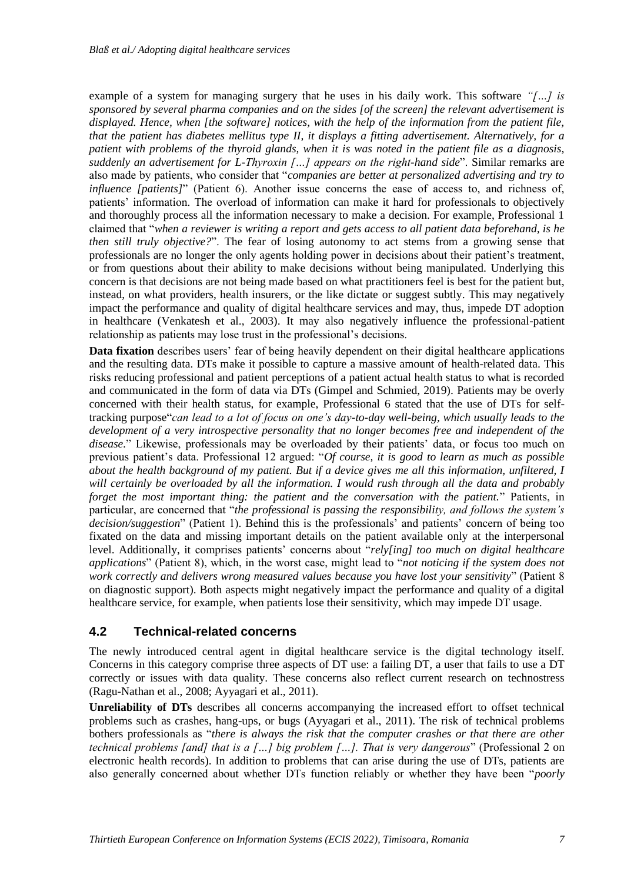example of a system for managing surgery that he uses in his daily work. This software *"[…] is sponsored by several pharma companies and on the sides [of the screen] the relevant advertisement is displayed. Hence, when [the software] notices, with the help of the information from the patient file, that the patient has diabetes mellitus type II, it displays a fitting advertisement. Alternatively, for a patient with problems of the thyroid glands, when it is was noted in the patient file as a diagnosis, suddenly an advertisement for L-Thyroxin […] appears on the right-hand side*". Similar remarks are also made by patients, who consider that "*companies are better at personalized advertising and try to influence [patients]*" (Patient 6). Another issue concerns the ease of access to, and richness of, patients' information. The overload of information can make it hard for professionals to objectively and thoroughly process all the information necessary to make a decision. For example, Professional 1 claimed that "*when a reviewer is writing a report and gets access to all patient data beforehand, is he then still truly objective?*". The fear of losing autonomy to act stems from a growing sense that professionals are no longer the only agents holding power in decisions about their patient's treatment, or from questions about their ability to make decisions without being manipulated. Underlying this concern is that decisions are not being made based on what practitioners feel is best for the patient but, instead, on what providers, health insurers, or the like dictate or suggest subtly. This may negatively impact the performance and quality of digital healthcare services and may, thus, impede DT adoption in healthcare (Venkatesh et al., 2003). It may also negatively influence the professional-patient relationship as patients may lose trust in the professional's decisions.

**Data fixation** describes users' fear of being heavily dependent on their digital healthcare applications and the resulting data. DTs make it possible to capture a massive amount of health-related data. This risks reducing professional and patient perceptions of a patient actual health status to what is recorded and communicated in the form of data via DTs (Gimpel and Schmied, 2019). Patients may be overly concerned with their health status, for example, Professional 6 stated that the use of DTs for self-tracking purpose"*can lead to a lot of focus on one's day-to-day well-being, which usually leads to the development of a very introspective personality that no longer becomes free and independent of the disease.*" Likewise, professionals may be overloaded by their patients' data, or focus too much on previous patient's data. Professional 12 argued: "*Of course, it is good to learn as much as possible about the health background of my patient. But if a device gives me all this information, unfiltered, I will certainly be overloaded by all the information. I would rush through all the data and probably forget the most important thing: the patient and the conversation with the patient.*" Patients, in particular, are concerned that "*the professional is passing the responsibility, and follows the system's decision/suggestion*" (Patient 1). Behind this is the professionals' and patients' concern of being too fixated on the data and missing important details on the patient available only at the interpersonal level. Additionally, it comprises patients' concerns about "*rely[ing] too much on digital healthcare applications*" (Patient 8), which, in the worst case, might lead to "*not noticing if the system does not work correctly and delivers wrong measured values because you have lost your sensitivity*" (Patient 8 on diagnostic support). Both aspects might negatively impact the performance and quality of a digital healthcare service, for example, when patients lose their sensitivity, which may impede DT usage.

## 4.2 Technical-related concerns

The newly introduced central agent in digital healthcare service is the digital technology itself. Concerns in this category comprise three aspects of DT use: a failing DT, a user that fails to use a DT correctly or issues with data quality. These concerns also reflect current research on technostress (Ragu-Nathan et al., 2008; Ayyagari et al., 2011).

**Unreliability of DTs** describes all concerns accompanying the increased effort to offset technical problems such as crashes, hang-ups, or bugs (Ayyagari et al., 2011). The risk of technical problems bothers professionals as "*there is always the risk that the computer crashes or that there are other technical problems [and] that is a […] big problem […]. That is very dangerous*" (Professional 2 on electronic health records). In addition to problems that can arise during the use of DTs, patients are also generally concerned about whether DTs function reliably or whether they have been "*poorly*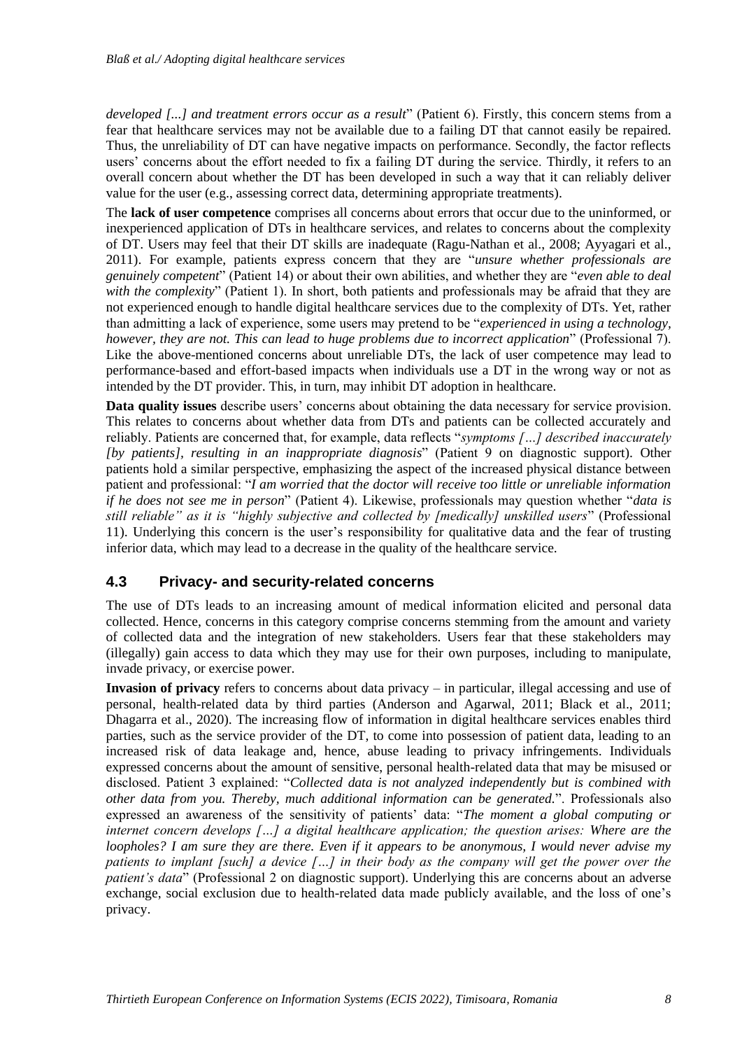*developed [...] and treatment errors occur as a result*" (Patient 6). Firstly, this concern stems from a fear that healthcare services may not be available due to a failing DT that cannot easily be repaired. Thus, the unreliability of DT can have negative impacts on performance. Secondly, the factor reflects users' concerns about the effort needed to fix a failing DT during the service. Thirdly, it refers to an overall concern about whether the DT has been developed in such a way that it can reliably deliver value for the user (e.g., assessing correct data, determining appropriate treatments).

The **lack of user competence** comprises all concerns about errors that occur due to the uninformed, or inexperienced application of DTs in healthcare services, and relates to concerns about the complexity of DT. Users may feel that their DT skills are inadequate (Ragu-Nathan et al., 2008; Ayyagari et al., 2011). For example, patients express concern that they are "*unsure whether professionals are genuinely competent*" (Patient 14) or about their own abilities, and whether they are "*even able to deal with the complexity*" (Patient 1). In short, both patients and professionals may be afraid that they are not experienced enough to handle digital healthcare services due to the complexity of DTs. Yet, rather than admitting a lack of experience, some users may pretend to be "*experienced in using a technology, however, they are not. This can lead to huge problems due to incorrect application*" (Professional 7). Like the above-mentioned concerns about unreliable DTs, the lack of user competence may lead to performance-based and effort-based impacts when individuals use a DT in the wrong way or not as intended by the DT provider. This, in turn, may inhibit DT adoption in healthcare.

**Data quality issues** describe users' concerns about obtaining the data necessary for service provision. This relates to concerns about whether data from DTs and patients can be collected accurately and reliably. Patients are concerned that, for example, data reflects "*symptoms […] described inaccurately [by patients], resulting in an inappropriate diagnosis*" (Patient 9 on diagnostic support). Other patients hold a similar perspective, emphasizing the aspect of the increased physical distance between patient and professional: "*I am worried that the doctor will receive too little or unreliable information if he does not see me in person*" (Patient 4). Likewise, professionals may question whether "*data is still reliable" as it is "highly subjective and collected by [medically] unskilled users*" (Professional 11). Underlying this concern is the user's responsibility for qualitative data and the fear of trusting inferior data, which may lead to a decrease in the quality of the healthcare service.

## 4.3 Privacy- and security-related concerns

The use of DTs leads to an increasing amount of medical information elicited and personal data collected. Hence, concerns in this category comprise concerns stemming from the amount and variety of collected data and the integration of new stakeholders. Users fear that these stakeholders may (illegally) gain access to data which they may use for their own purposes, including to manipulate, invade privacy, or exercise power.

**Invasion of privacy** refers to concerns about data privacy – in particular, illegal accessing and use of personal, health-related data by third parties (Anderson and Agarwal, 2011; Black et al., 2011; Dhagarra et al., 2020). The increasing flow of information in digital healthcare services enables third parties, such as the service provider of the DT, to come into possession of patient data, leading to an increased risk of data leakage and, hence, abuse leading to privacy infringements. Individuals expressed concerns about the amount of sensitive, personal health-related data that may be misused or disclosed. Patient 3 explained: "*Collected data is not analyzed independently but is combined with other data from you. Thereby, much additional information can be generated.*". Professionals also expressed an awareness of the sensitivity of patients' data: "*The moment a global computing or internet concern develops […] a digital healthcare application; the question arises: Where are the loopholes? I am sure they are there. Even if it appears to be anonymous, I would never advise my patients to implant [such] a device […] in their body as the company will get the power over the patient's data*" (Professional 2 on diagnostic support). Underlying this are concerns about an adverse exchange, social exclusion due to health-related data made publicly available, and the loss of one's privacy.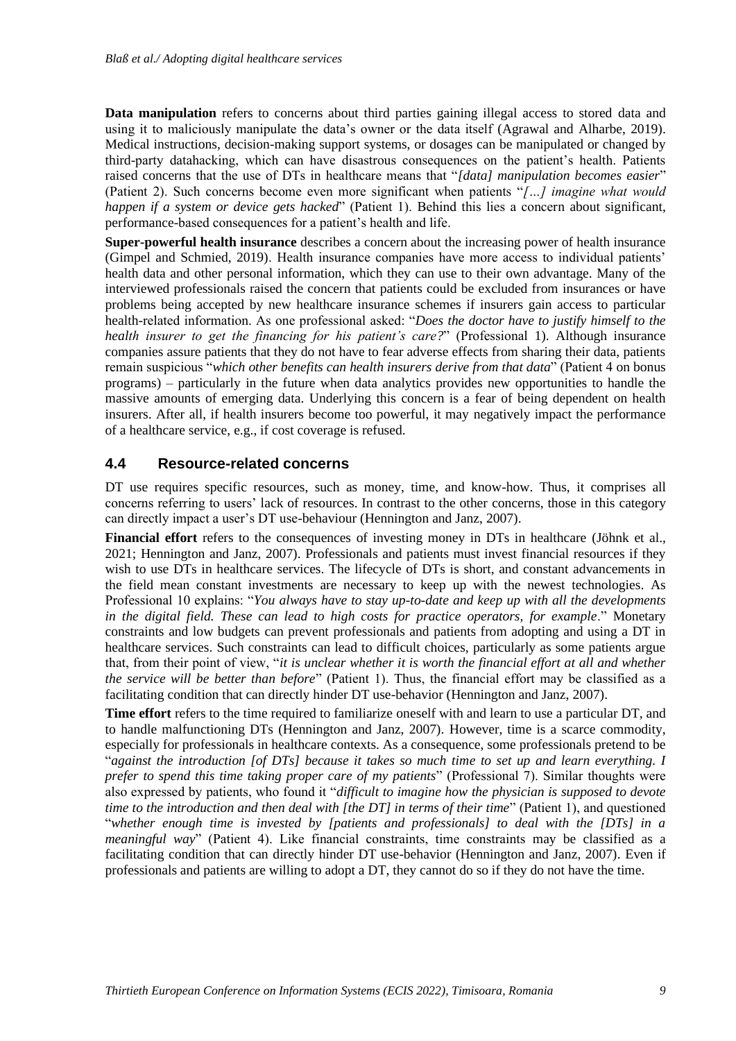**Data manipulation** refers to concerns about third parties gaining illegal access to stored data and using it to maliciously manipulate the data's owner or the data itself (Agrawal and Alharbe, 2019). Medical instructions, decision-making support systems, or dosages can be manipulated or changed by third-party datahacking, which can have disastrous consequences on the patient's health. Patients raised concerns that the use of DTs in healthcare means that "*[data] manipulation becomes easier*" (Patient 2). Such concerns become even more significant when patients "*[…] imagine what would happen if a system or device gets hacked*" (Patient 1). Behind this lies a concern about significant, performance-based consequences for a patient's health and life.

**Super-powerful health insurance** describes a concern about the increasing power of health insurance (Gimpel and Schmied, 2019). Health insurance companies have more access to individual patients' health data and other personal information, which they can use to their own advantage. Many of the interviewed professionals raised the concern that patients could be excluded from insurances or have problems being accepted by new healthcare insurance schemes if insurers gain access to particular health-related information. As one professional asked: "*Does the doctor have to justify himself to the health insurer to get the financing for his patient's care?*" (Professional 1). Although insurance companies assure patients that they do not have to fear adverse effects from sharing their data, patients remain suspicious "*which other benefits can health insurers derive from that data*" (Patient 4 on bonus programs) – particularly in the future when data analytics provides new opportunities to handle the massive amounts of emerging data. Underlying this concern is a fear of being dependent on health insurers. After all, if health insurers become too powerful, it may negatively impact the performance of a healthcare service, e.g., if cost coverage is refused.

## 4.4 Resource-related concerns

DT use requires specific resources, such as money, time, and know-how. Thus, it comprises all concerns referring to users' lack of resources. In contrast to the other concerns, those in this category can directly impact a user's DT use-behaviour (Hennington and Janz, 2007).

**Financial effort** refers to the consequences of investing money in DTs in healthcare (Jöhnk et al., 2021; Hennington and Janz, 2007). Professionals and patients must invest financial resources if they wish to use DTs in healthcare services. The lifecycle of DTs is short, and constant advancements in the field mean constant investments are necessary to keep up with the newest technologies. As Professional 10 explains: "*You always have to stay up-to-date and keep up with all the developments in the digital field. These can lead to high costs for practice operators, for example*." Monetary constraints and low budgets can prevent professionals and patients from adopting and using a DT in healthcare services. Such constraints can lead to difficult choices, particularly as some patients argue that, from their point of view, "*it is unclear whether it is worth the financial effort at all and whether the service will be better than before*" (Patient 1). Thus, the financial effort may be classified as a facilitating condition that can directly hinder DT use-behavior (Hennington and Janz, 2007).

**Time effort** refers to the time required to familiarize oneself with and learn to use a particular DT, and to handle malfunctioning DTs (Hennington and Janz, 2007). However, time is a scarce commodity, especially for professionals in healthcare contexts. As a consequence, some professionals pretend to be "*against the introduction [of DTs] because it takes so much time to set up and learn everything. I prefer to spend this time taking proper care of my patients*" (Professional 7). Similar thoughts were also expressed by patients, who found it "*difficult to imagine how the physician is supposed to devote time to the introduction and then deal with [the DT] in terms of their time*" (Patient 1), and questioned "*whether enough time is invested by [patients and professionals] to deal with the [DTs] in a meaningful way*" (Patient 4). Like financial constraints, time constraints may be classified as a facilitating condition that can directly hinder DT use-behavior (Hennington and Janz, 2007). Even if professionals and patients are willing to adopt a DT, they cannot do so if they do not have the time.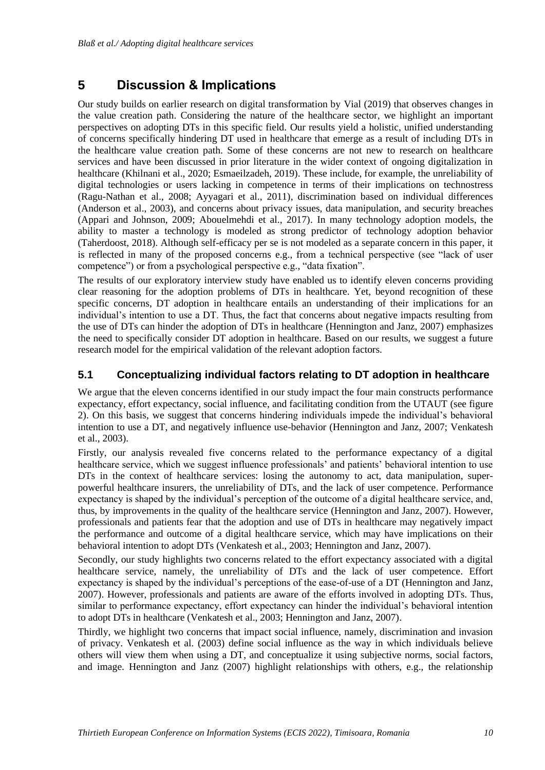# 5 Discussion & Implications

Our study builds on earlier research on digital transformation by Vial (2019) that observes changes in the value creation path. Considering the nature of the healthcare sector, we highlight an important perspectives on adopting DTs in this specific field. Our results yield a holistic, unified understanding of concerns specifically hindering DT used in healthcare that emerge as a result of including DTs in the healthcare value creation path. Some of these concerns are not new to research on healthcare services and have been discussed in prior literature in the wider context of ongoing digitalization in healthcare (Khilnani et al., 2020; Esmaeilzadeh, 2019). These include, for example, the unreliability of digital technologies or users lacking in competence in terms of their implications on technostress (Ragu-Nathan et al., 2008; Ayyagari et al., 2011), discrimination based on individual differences (Anderson et al., 2003), and concerns about privacy issues, data manipulation, and security breaches (Appari and Johnson, 2009; Abouelmehdi et al., 2017). In many technology adoption models, the ability to master a technology is modeled as strong predictor of technology adoption behavior (Taherdoost, 2018). Although self-efficacy per se is not modeled as a separate concern in this paper, it is reflected in many of the proposed concerns e.g., from a technical perspective (see "lack of user competence") or from a psychological perspective e.g., "data fixation".

The results of our exploratory interview study have enabled us to identify eleven concerns providing clear reasoning for the adoption problems of DTs in healthcare. Yet, beyond recognition of these specific concerns, DT adoption in healthcare entails an understanding of their implications for an individual's intention to use a DT. Thus, the fact that concerns about negative impacts resulting from the use of DTs can hinder the adoption of DTs in healthcare (Hennington and Janz, 2007) emphasizes the need to specifically consider DT adoption in healthcare. Based on our results, we suggest a future research model for the empirical validation of the relevant adoption factors.

## 5.1 Conceptualizing individual factors relating to DT adoption in healthcare

We argue that the eleven concerns identified in our study impact the four main constructs performance expectancy, effort expectancy, social influence, and facilitating condition from the UTAUT (see figure 2). On this basis, we suggest that concerns hindering individuals impede the individual's behavioral intention to use a DT, and negatively influence use-behavior (Hennington and Janz, 2007; Venkatesh et al., 2003).

Firstly, our analysis revealed five concerns related to the performance expectancy of a digital healthcare service, which we suggest influence professionals' and patients' behavioral intention to use DTs in the context of healthcare services: losing the autonomy to act, data manipulation, super-powerful healthcare insurers, the unreliability of DTs, and the lack of user competence. Performance expectancy is shaped by the individual's perception of the outcome of a digital healthcare service, and, thus, by improvements in the quality of the healthcare service (Hennington and Janz, 2007). However, professionals and patients fear that the adoption and use of DTs in healthcare may negatively impact the performance and outcome of a digital healthcare service, which may have implications on their behavioral intention to adopt DTs (Venkatesh et al., 2003; Hennington and Janz, 2007).

Secondly, our study highlights two concerns related to the effort expectancy associated with a digital healthcare service, namely, the unreliability of DTs and the lack of user competence. Effort expectancy is shaped by the individual's perceptions of the ease-of-use of a DT (Hennington and Janz, 2007). However, professionals and patients are aware of the efforts involved in adopting DTs. Thus, similar to performance expectancy, effort expectancy can hinder the individual's behavioral intention to adopt DTs in healthcare (Venkatesh et al., 2003; Hennington and Janz, 2007).

Thirdly, we highlight two concerns that impact social influence, namely, discrimination and invasion of privacy. Venkatesh et al. (2003) define social influence as the way in which individuals believe others will view them when using a DT, and conceptualize it using subjective norms, social factors, and image. Hennington and Janz (2007) highlight relationships with others, e.g., the relationship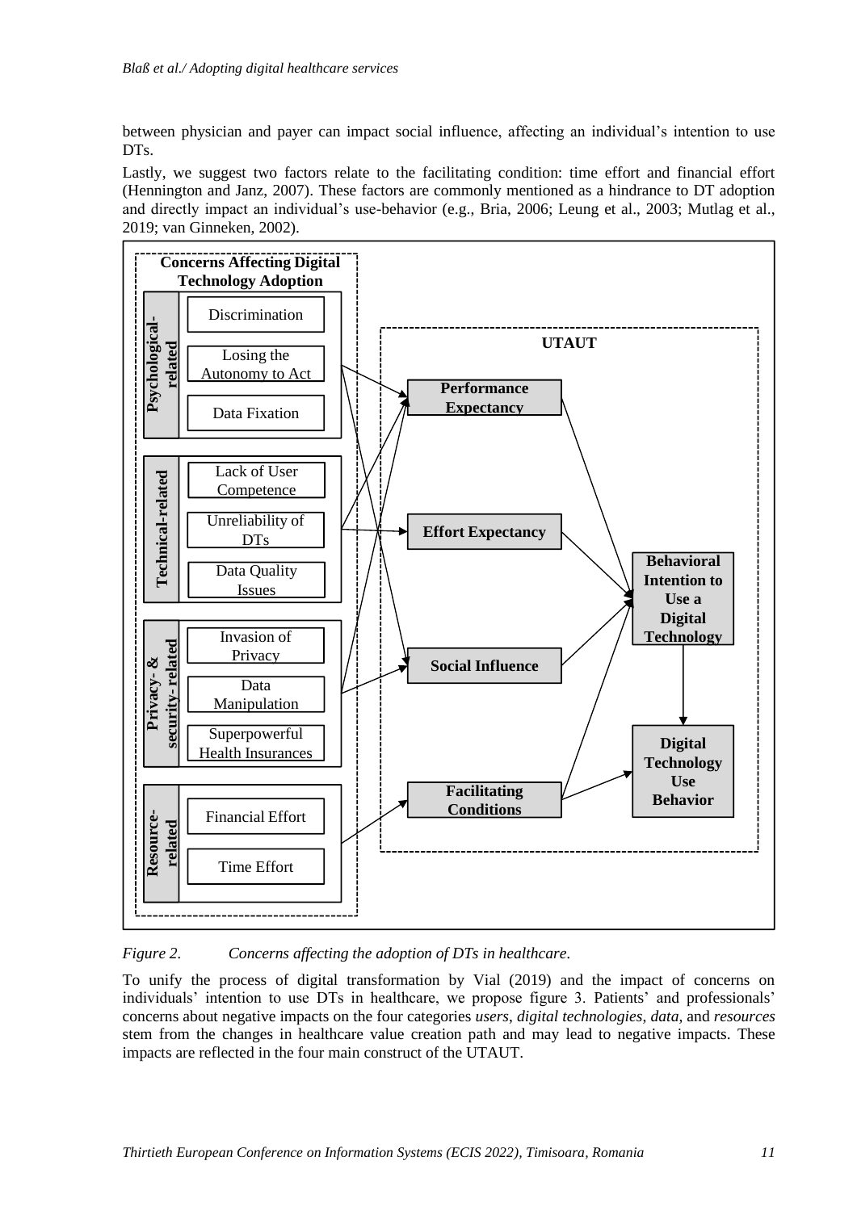between physician and payer can impact social influence, affecting an individual's intention to use DTs.

Lastly, we suggest two factors relate to the facilitating condition: time effort and financial effort (Hennington and Janz, 2007). These factors are commonly mentioned as a hindrance to DT adoption and directly impact an individual's use-behavior (e.g., Bria, 2006; Leung et al., 2003; Mutlag et al., 2019; van Ginneken, 2002).

*Figure 2. Concerns affecting the adoption of DTs in healthcare.*

To unify the process of digital transformation by Vial (2019) and the impact of concerns on individuals' intention to use DTs in healthcare, we propose figure 3. Patients' and professionals' concerns about negative impacts on the four categories *users*, *digital technologies*, *data*, and *resources* stem from the changes in healthcare value creation path and may lead to negative impacts. These impacts are reflected in the four main construct of the UTAUT.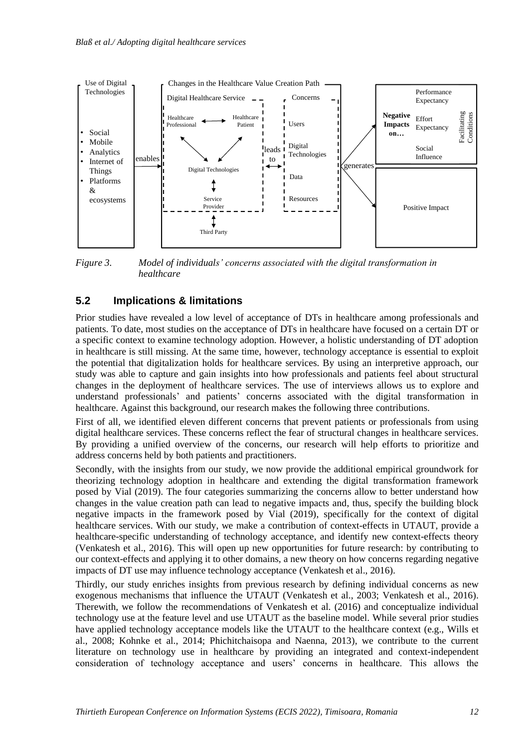*Figure 3. Model of individuals' concerns associated with the digital transformation in healthcare*

## 5.2 Implications & limitations

Prior studies have revealed a low level of acceptance of DTs in healthcare among professionals and patients. To date, most studies on the acceptance of DTs in healthcare have focused on a certain DT or a specific context to examine technology adoption. However, a holistic understanding of DT adoption in healthcare is still missing. At the same time, however, technology acceptance is essential to exploit the potential that digitalization holds for healthcare services. By using an interpretive approach, our study was able to capture and gain insights into how professionals and patients feel about structural changes in the deployment of healthcare services. The use of interviews allows us to explore and understand professionals' and patients' concerns associated with the digital transformation in healthcare. Against this background, our research makes the following three contributions.

First of all, we identified eleven different concerns that prevent patients or professionals from using digital healthcare services. These concerns reflect the fear of structural changes in healthcare services. By providing a unified overview of the concerns, our research will help efforts to prioritize and address concerns held by both patients and practitioners.

Secondly, with the insights from our study, we now provide the additional empirical groundwork for theorizing technology adoption in healthcare and extending the digital transformation framework posed by Vial (2019). The four categories summarizing the concerns allow to better understand how changes in the value creation path can lead to negative impacts and, thus, specify the building block negative impacts in the framework posed by Vial (2019), specifically for the context of digital healthcare services. With our study, we make a contribution of context-effects in UTAUT, provide a healthcare-specific understanding of technology acceptance, and identify new context-effects theory (Venkatesh et al., 2016). This will open up new opportunities for future research: by contributing to our context-effects and applying it to other domains, a new theory on how concerns regarding negative impacts of DT use may influence technology acceptance (Venkatesh et al., 2016).

Thirdly, our study enriches insights from previous research by defining individual concerns as new exogenous mechanisms that influence the UTAUT (Venkatesh et al., 2003; Venkatesh et al., 2016). Therewith, we follow the recommendations of Venkatesh et al. (2016) and conceptualize individual technology use at the feature level and use UTAUT as the baseline model. While several prior studies have applied technology acceptance models like the UTAUT to the healthcare context (e.g., Wills et al., 2008; Kohnke et al., 2014; Phichitchaisopa and Naenna, 2013), we contribute to the current literature on technology use in healthcare by providing an integrated and context-independent consideration of technology acceptance and users' concerns in healthcare. This allows the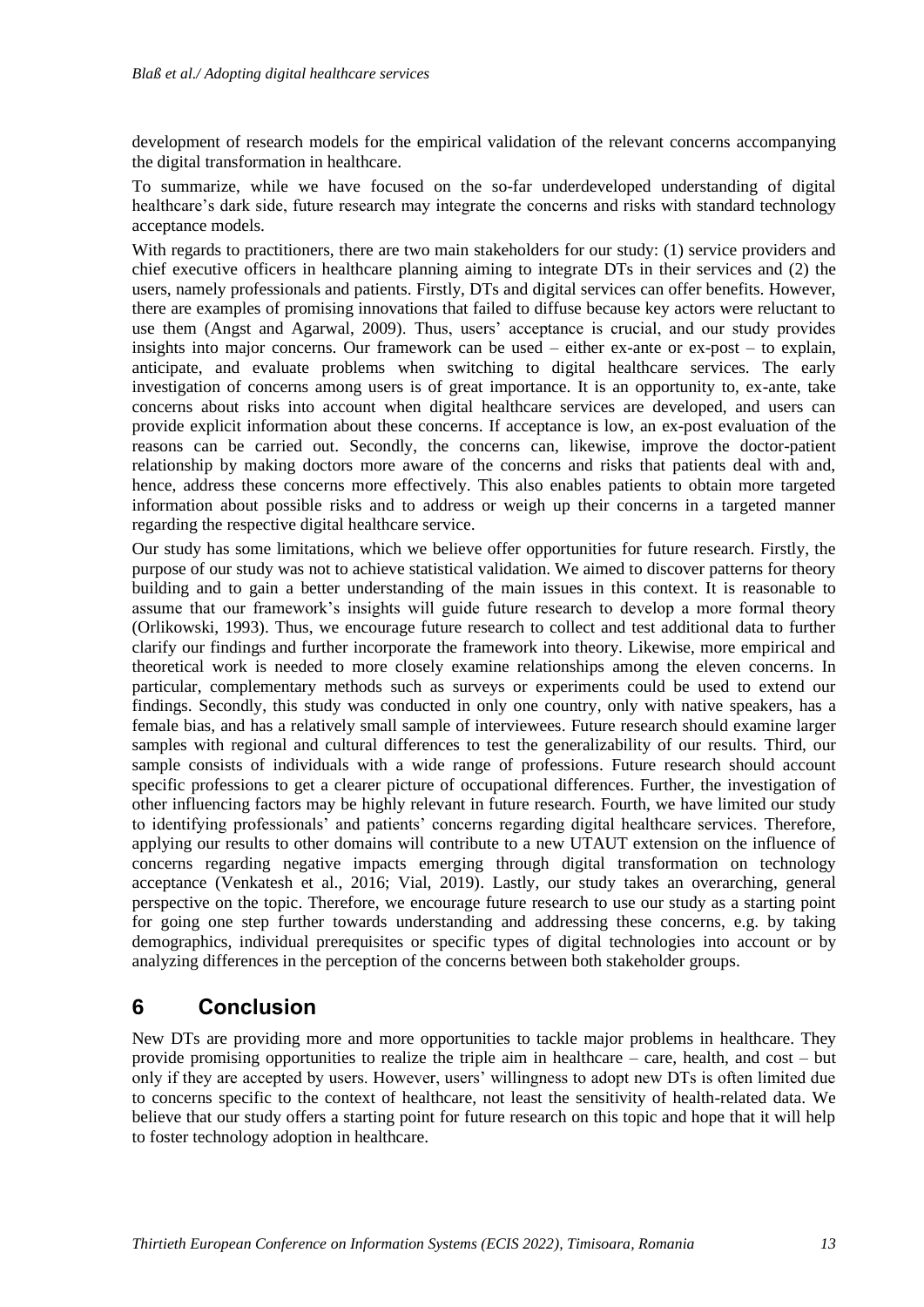development of research models for the empirical validation of the relevant concerns accompanying the digital transformation in healthcare.

To summarize, while we have focused on the so-far underdeveloped understanding of digital healthcare's dark side, future research may integrate the concerns and risks with standard technology acceptance models.

With regards to practitioners, there are two main stakeholders for our study: (1) service providers and chief executive officers in healthcare planning aiming to integrate DTs in their services and (2) the users, namely professionals and patients. Firstly, DTs and digital services can offer benefits. However, there are examples of promising innovations that failed to diffuse because key actors were reluctant to use them (Angst and Agarwal, 2009). Thus, users' acceptance is crucial, and our study provides insights into major concerns. Our framework can be used – either ex-ante or ex-post – to explain, anticipate, and evaluate problems when switching to digital healthcare services. The early investigation of concerns among users is of great importance. It is an opportunity to, ex-ante, take concerns about risks into account when digital healthcare services are developed, and users can provide explicit information about these concerns. If acceptance is low, an ex-post evaluation of the reasons can be carried out. Secondly, the concerns can, likewise, improve the doctor-patient relationship by making doctors more aware of the concerns and risks that patients deal with and, hence, address these concerns more effectively. This also enables patients to obtain more targeted information about possible risks and to address or weigh up their concerns in a targeted manner regarding the respective digital healthcare service.

Our study has some limitations, which we believe offer opportunities for future research. Firstly, the purpose of our study was not to achieve statistical validation. We aimed to discover patterns for theory building and to gain a better understanding of the main issues in this context. It is reasonable to assume that our framework's insights will guide future research to develop a more formal theory (Orlikowski, 1993). Thus, we encourage future research to collect and test additional data to further clarify our findings and further incorporate the framework into theory. Likewise, more empirical and theoretical work is needed to more closely examine relationships among the eleven concerns. In particular, complementary methods such as surveys or experiments could be used to extend our findings. Secondly, this study was conducted in only one country, only with native speakers, has a female bias, and has a relatively small sample of interviewees. Future research should examine larger samples with regional and cultural differences to test the generalizability of our results. Third, our sample consists of individuals with a wide range of professions. Future research should account specific professions to get a clearer picture of occupational differences. Further, the investigation of other influencing factors may be highly relevant in future research. Fourth, we have limited our study to identifying professionals' and patients' concerns regarding digital healthcare services. Therefore, applying our results to other domains will contribute to a new UTAUT extension on the influence of concerns regarding negative impacts emerging through digital transformation on technology acceptance (Venkatesh et al., 2016; Vial, 2019). Lastly, our study takes an overarching, general perspective on the topic. Therefore, we encourage future research to use our study as a starting point for going one step further towards understanding and addressing these concerns, e.g. by taking demographics, individual prerequisites or specific types of digital technologies into account or by analyzing differences in the perception of the concerns between both stakeholder groups.

## 6 Conclusion

New DTs are providing more and more opportunities to tackle major problems in healthcare. They provide promising opportunities to realize the triple aim in healthcare – care, health, and cost – but only if they are accepted by users. However, users' willingness to adopt new DTs is often limited due to concerns specific to the context of healthcare, not least the sensitivity of health-related data. We believe that our study offers a starting point for future research on this topic and hope that it will help to foster technology adoption in healthcare.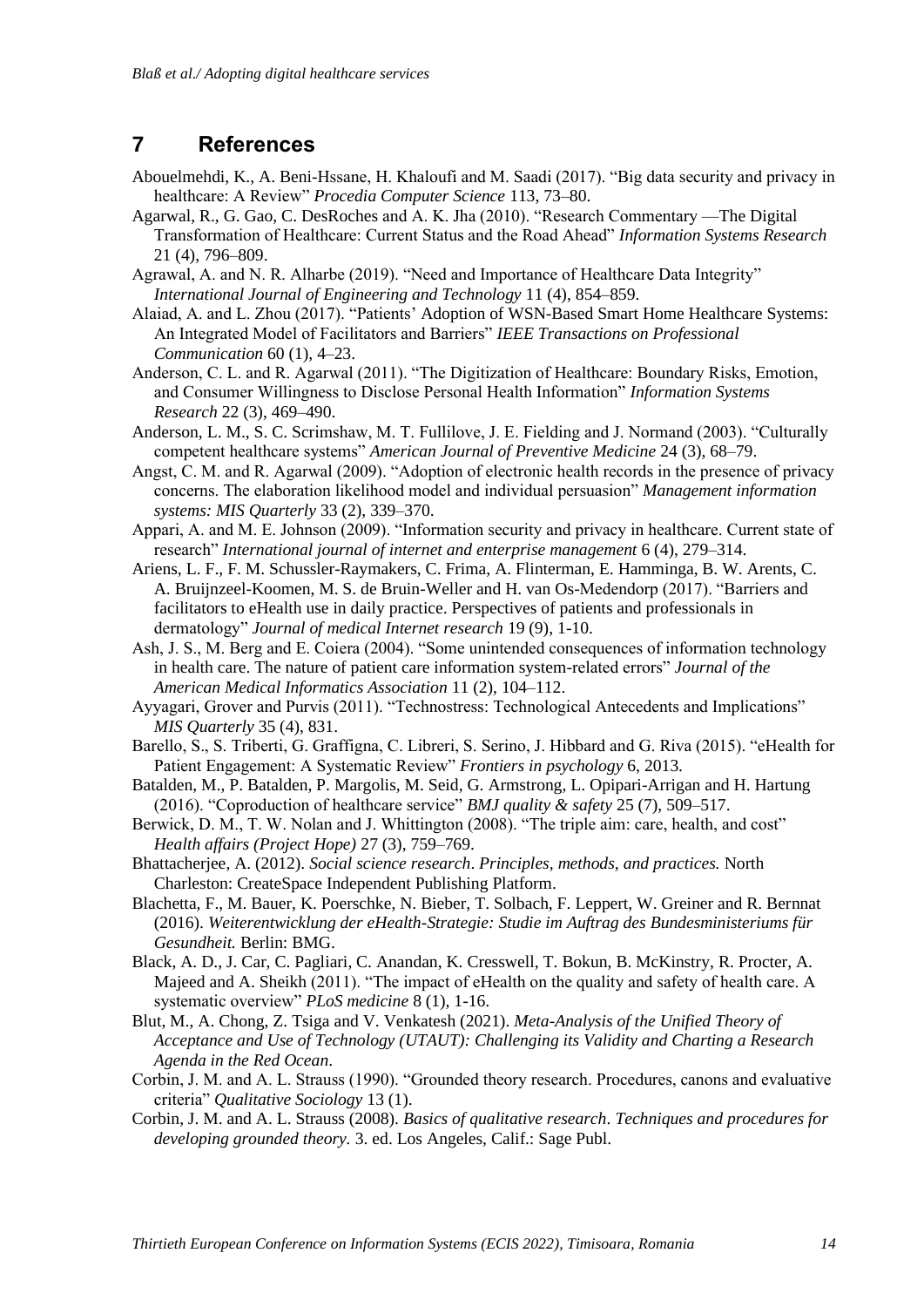## 7 References

Abouelmehdi, K., A. Beni-Hssane, H. Khaloufi and M. Saadi (2017). "Big data security and privacy in healthcare: A Review" *Procedia Computer Science* 113, 73–80.

Agarwal, R., G. Gao, C. DesRoches and A. K. Jha (2010). "Research Commentary —The Digital Transformation of Healthcare: Current Status and the Road Ahead" *Information Systems Research* 21 (4), 796–809.

Agrawal, A. and N. R. Alharbe (2019). "Need and Importance of Healthcare Data Integrity" *International Journal of Engineering and Technology* 11 (4), 854–859.

Alaiad, A. and L. Zhou (2017). "Patients' Adoption of WSN-Based Smart Home Healthcare Systems: An Integrated Model of Facilitators and Barriers" *IEEE Transactions on Professional Communication* 60 (1), 4–23.

Anderson, C. L. and R. Agarwal (2011). "The Digitization of Healthcare: Boundary Risks, Emotion, and Consumer Willingness to Disclose Personal Health Information" *Information Systems Research* 22 (3), 469–490.

Anderson, L. M., S. C. Scrimshaw, M. T. Fullilove, J. E. Fielding and J. Normand (2003). "Culturally competent healthcare systems" *American Journal of Preventive Medicine* 24 (3), 68–79.

Angst, C. M. and R. Agarwal (2009). "Adoption of electronic health records in the presence of privacy concerns. The elaboration likelihood model and individual persuasion" *Management information systems: MIS Quarterly* 33 (2), 339–370.

Appari, A. and M. E. Johnson (2009). "Information security and privacy in healthcare. Current state of research" *International journal of internet and enterprise management* 6 (4), 279–314.

Ariens, L. F., F. M. Schussler-Raymakers, C. Frima, A. Flinterman, E. Hamminga, B. W. Arents, C. A. Bruijnzeel-Koomen, M. S. de Bruin-Weller and H. van Os-Medendorp (2017). "Barriers and facilitators to eHealth use in daily practice. Perspectives of patients and professionals in dermatology" *Journal of medical Internet research* 19 (9), 1-10.

Ash, J. S., M. Berg and E. Coiera (2004). "Some unintended consequences of information technology in health care. The nature of patient care information system-related errors" *Journal of the American Medical Informatics Association* 11 (2), 104–112.

Ayyagari, Grover and Purvis (2011). "Technostress: Technological Antecedents and Implications" *MIS Quarterly* 35 (4), 831.

Barello, S., S. Triberti, G. Graffigna, C. Libreri, S. Serino, J. Hibbard and G. Riva (2015). "eHealth for Patient Engagement: A Systematic Review" *Frontiers in psychology* 6, 2013.

Batalden, M., P. Batalden, P. Margolis, M. Seid, G. Armstrong, L. Opipari-Arrigan and H. Hartung (2016). "Coproduction of healthcare service" *BMJ quality & safety* 25 (7), 509–517.

Berwick, D. M., T. W. Nolan and J. Whittington (2008). "The triple aim: care, health, and cost" *Health affairs (Project Hope)* 27 (3), 759–769.

Bhattacherjee, A. (2012). *Social science research. Principles, methods, and practices.* North Charleston: CreateSpace Independent Publishing Platform.

Blachetta, F., M. Bauer, K. Poerschke, N. Bieber, T. Solbach, F. Leppert, W. Greiner and R. Bernnat (2016). *Weiterentwicklung der eHealth-Strategie: Studie im Auftrag des Bundesministeriums für Gesundheit.* Berlin: BMG.

Black, A. D., J. Car, C. Pagliari, C. Anandan, K. Cresswell, T. Bokun, B. McKinstry, R. Procter, A. Majeed and A. Sheikh (2011). "The impact of eHealth on the quality and safety of health care. A systematic overview" *PLoS medicine* 8 (1), 1-16.

Blut, M., A. Chong, Z. Tsiga and V. Venkatesh (2021). *Meta-Analysis of the Unified Theory of Acceptance and Use of Technology (UTAUT): Challenging its Validity and Charting a Research Agenda in the Red Ocean.*

Corbin, J. M. and A. L. Strauss (1990). "Grounded theory research. Procedures, canons and evaluative criteria" *Qualitative Sociology* 13 (1).

Corbin, J. M. and A. L. Strauss (2008). *Basics of qualitative research. Techniques and procedures for developing grounded theory.* 3. ed. Los Angeles, Calif.: Sage Publ.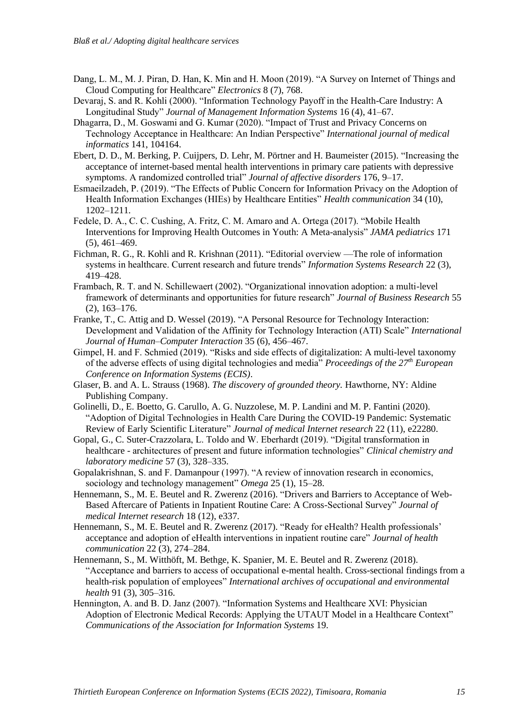Dang, L. M., M. J. Piran, D. Han, K. Min and H. Moon (2019). "A Survey on Internet of Things and Cloud Computing for Healthcare" *Electronics* 8 (7), 768.

Devaraj, S. and R. Kohli (2000). "Information Technology Payoff in the Health-Care Industry: A Longitudinal Study" *Journal of Management Information Systems* 16 (4), 41–67.

Dhagarra, D., M. Goswami and G. Kumar (2020). "Impact of Trust and Privacy Concerns on Technology Acceptance in Healthcare: An Indian Perspective" *International journal of medical informatics* 141, 104164.

Ebert, D. D., M. Berking, P. Cuijpers, D. Lehr, M. Pörtner and H. Baumeister (2015). "Increasing the acceptance of internet-based mental health interventions in primary care patients with depressive symptoms. A randomized controlled trial" *Journal of affective disorders* 176, 9–17.

Esmaeilzadeh, P. (2019). "The Effects of Public Concern for Information Privacy on the Adoption of Health Information Exchanges (HIEs) by Healthcare Entities" *Health communication* 34 (10), 1202–1211.

Fedele, D. A., C. C. Cushing, A. Fritz, C. M. Amaro and A. Ortega (2017). "Mobile Health Interventions for Improving Health Outcomes in Youth: A Meta-analysis" *JAMA pediatrics* 171 (5), 461–469.

Fichman, R. G., R. Kohli and R. Krishnan (2011). "Editorial overview —The role of information systems in healthcare. Current research and future trends" *Information Systems Research* 22 (3), 419–428.

Frambach, R. T. and N. Schillewaert (2002). "Organizational innovation adoption: a multi-level framework of determinants and opportunities for future research" *Journal of Business Research* 55 (2), 163–176.

Franke, T., C. Attig and D. Wessel (2019). "A Personal Resource for Technology Interaction: Development and Validation of the Affinity for Technology Interaction (ATI) Scale" *International Journal of Human–Computer Interaction* 35 (6), 456–467.

Gimpel, H. and F. Schmied (2019). "Risks and side effects of digitalization: A multi-level taxonomy of the adverse effects of using digital technologies and media" *Proceedings of the 27th European Conference on Information Systems (ECIS)*.

Glaser, B. and A. L. Strauss (1968). *The discovery of grounded theory.* Hawthorne, NY: Aldine Publishing Company.

Golinelli, D., E. Boetto, G. Carullo, A. G. Nuzzolese, M. P. Landini and M. P. Fantini (2020). "Adoption of Digital Technologies in Health Care During the COVID-19 Pandemic: Systematic Review of Early Scientific Literature" *Journal of medical Internet research* 22 (11), e22280.

Gopal, G., C. Suter-Crazzolara, L. Toldo and W. Eberhardt (2019). "Digital transformation in healthcare - architectures of present and future information technologies" *Clinical chemistry and laboratory medicine* 57 (3), 328–335.

Gopalakrishnan, S. and F. Damanpour (1997). "A review of innovation research in economics, sociology and technology management" *Omega* 25 (1), 15–28.

Hennemann, S., M. E. Beutel and R. Zwerenz (2016). "Drivers and Barriers to Acceptance of Web-Based Aftercare of Patients in Inpatient Routine Care: A Cross-Sectional Survey" *Journal of medical Internet research* 18 (12), e337.

Hennemann, S., M. E. Beutel and R. Zwerenz (2017). "Ready for eHealth? Health professionals' acceptance and adoption of eHealth interventions in inpatient routine care" *Journal of health communication* 22 (3), 274–284.

Hennemann, S., M. Witthöft, M. Bethge, K. Spanier, M. E. Beutel and R. Zwerenz (2018). "Acceptance and barriers to access of occupational e-mental health. Cross-sectional findings from a health-risk population of employees" *International archives of occupational and environmental health* 91 (3), 305–316.

Hennington, A. and B. D. Janz (2007). "Information Systems and Healthcare XVI: Physician Adoption of Electronic Medical Records: Applying the UTAUT Model in a Healthcare Context" *Communications of the Association for Information Systems* 19.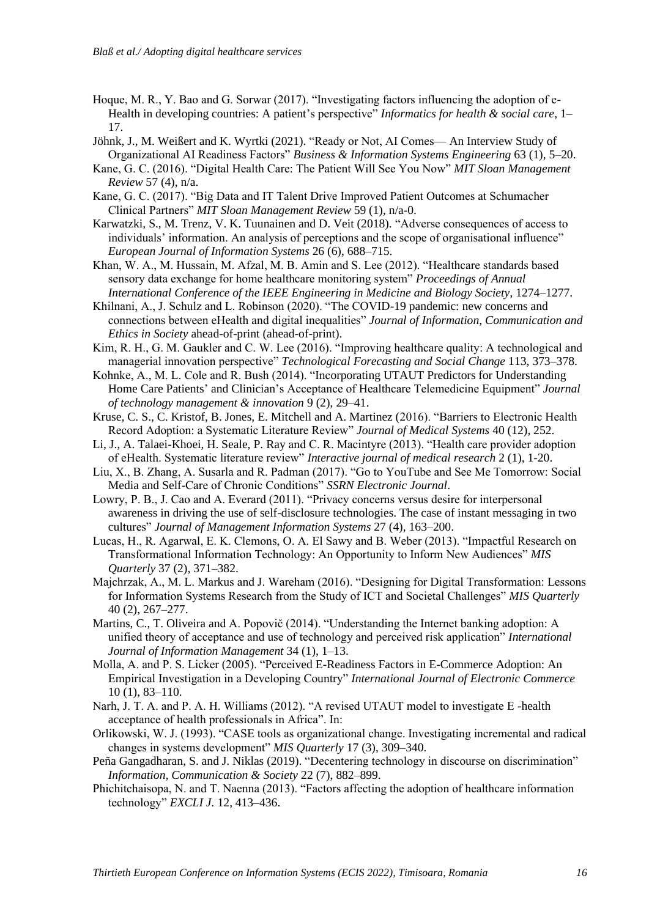Hoque, M. R., Y. Bao and G. Sorwar (2017). "Investigating factors influencing the adoption of e-Health in developing countries: A patient's perspective" *Informatics for health & social care*, 1–17.

Jöhnk, J., M. Weißert and K. Wyrtki (2021). "Ready or Not, AI Comes— An Interview Study of Organizational AI Readiness Factors" *Business & Information Systems Engineering* 63 (1), 5–20.

Kane, G. C. (2016). "Digital Health Care: The Patient Will See You Now" *MIT Sloan Management Review* 57 (4), n/a.

Kane, G. C. (2017). "Big Data and IT Talent Drive Improved Patient Outcomes at Schumacher Clinical Partners" *MIT Sloan Management Review* 59 (1), n/a-0.

Karwatzki, S., M. Trenz, V. K. Tuunainen and D. Veit (2018). "Adverse consequences of access to individuals' information. An analysis of perceptions and the scope of organisational influence" *European Journal of Information Systems* 26 (6), 688–715.

Khan, W. A., M. Hussain, M. Afzal, M. B. Amin and S. Lee (2012). "Healthcare standards based sensory data exchange for home healthcare monitoring system" *Proceedings of Annual International Conference of the IEEE Engineering in Medicine and Biology Society*, 1274–1277.

Khilnani, A., J. Schulz and L. Robinson (2020). "The COVID-19 pandemic: new concerns and connections between eHealth and digital inequalities" *Journal of Information, Communication and Ethics in Society* ahead-of-print (ahead-of-print).

Kim, R. H., G. M. Gaukler and C. W. Lee (2016). "Improving healthcare quality: A technological and managerial innovation perspective" *Technological Forecasting and Social Change* 113, 373–378.

Kohnke, A., M. L. Cole and R. Bush (2014). "Incorporating UTAUT Predictors for Understanding Home Care Patients' and Clinician's Acceptance of Healthcare Telemedicine Equipment" *Journal of technology management & innovation* 9 (2), 29–41.

Kruse, C. S., C. Kristof, B. Jones, E. Mitchell and A. Martinez (2016). "Barriers to Electronic Health Record Adoption: a Systematic Literature Review" *Journal of Medical Systems* 40 (12), 252.

Li, J., A. Talaei-Khoei, H. Seale, P. Ray and C. R. Macintyre (2013). "Health care provider adoption of eHealth. Systematic literature review" *Interactive journal of medical research* 2 (1), 1-20.

Liu, X., B. Zhang, A. Susarla and R. Padman (2017). "Go to YouTube and See Me Tomorrow: Social Media and Self-Care of Chronic Conditions" *SSRN Electronic Journal*.

Lowry, P. B., J. Cao and A. Everard (2011). "Privacy concerns versus desire for interpersonal awareness in driving the use of self-disclosure technologies. The case of instant messaging in two cultures" *Journal of Management Information Systems* 27 (4), 163–200.

Lucas, H., R. Agarwal, E. K. Clemons, O. A. El Sawy and B. Weber (2013). "Impactful Research on Transformational Information Technology: An Opportunity to Inform New Audiences" *MIS Quarterly* 37 (2), 371–382.

Majchrzak, A., M. L. Markus and J. Wareham (2016). "Designing for Digital Transformation: Lessons for Information Systems Research from the Study of ICT and Societal Challenges" *MIS Quarterly* 40 (2), 267–277.

Martins, C., T. Oliveira and A. Popovič (2014). "Understanding the Internet banking adoption: A unified theory of acceptance and use of technology and perceived risk application" *International Journal of Information Management* 34 (1), 1–13.

Molla, A. and P. S. Licker (2005). "Perceived E-Readiness Factors in E-Commerce Adoption: An Empirical Investigation in a Developing Country" *International Journal of Electronic Commerce* 10 (1), 83–110.

Narh, J. T. A. and P. A. H. Williams (2012). "A revised UTAUT model to investigate E -health acceptance of health professionals in Africa". In:

Orlikowski, W. J. (1993). "CASE tools as organizational change. Investigating incremental and radical changes in systems development" *MIS Quarterly* 17 (3), 309–340.

Peña Gangadharan, S. and J. Niklas (2019). "Decentering technology in discourse on discrimination" *Information, Communication & Society* 22 (7), 882–899.

Phichitchaisopa, N. and T. Naenna (2013). "Factors affecting the adoption of healthcare information technology" *EXCLI J.* 12, 413–436.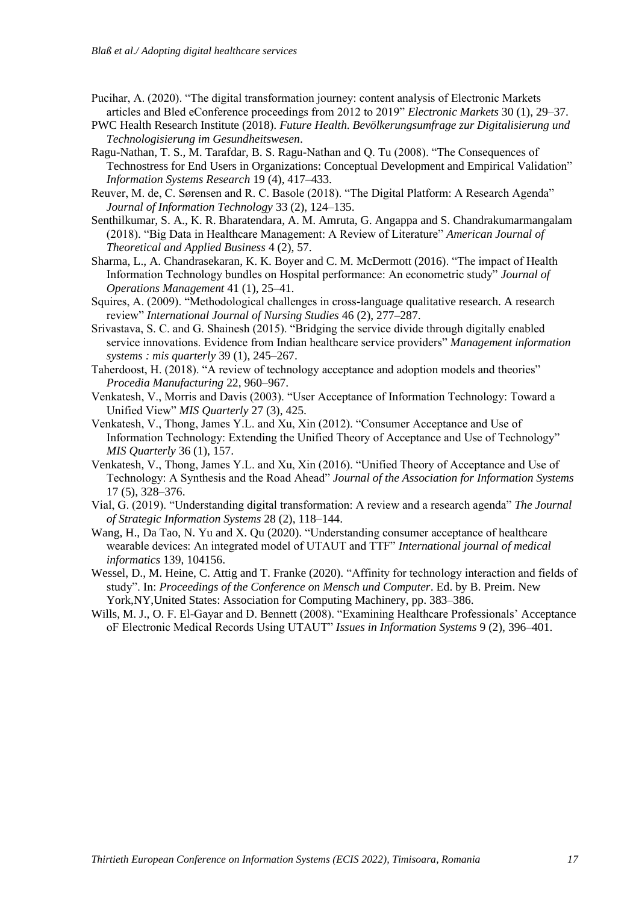Pucihar, A. (2020). "The digital transformation journey: content analysis of Electronic Markets articles and Bled eConference proceedings from 2012 to 2019" *Electronic Markets* 30 (1), 29–37.

PWC Health Research Institute (2018). *Future Health. Bevölkerungsumfrage zur Digitalisierung und Technologisierung im Gesundheitswesen*.

Ragu-Nathan, T. S., M. Tarafdar, B. S. Ragu-Nathan and Q. Tu (2008). "The Consequences of Technostress for End Users in Organizations: Conceptual Development and Empirical Validation" *Information Systems Research* 19 (4), 417–433.

Reuver, M. de, C. Sørensen and R. C. Basole (2018). "The Digital Platform: A Research Agenda" *Journal of Information Technology* 33 (2), 124–135.

Senthilkumar, S. A., K. R. Bharatendara, A. M. Amruta, G. Angappa and S. Chandrakumarmangalam (2018). "Big Data in Healthcare Management: A Review of Literature" *American Journal of Theoretical and Applied Business* 4 (2), 57.

Sharma, L., A. Chandrasekaran, K. K. Boyer and C. M. McDermott (2016). "The impact of Health Information Technology bundles on Hospital performance: An econometric study" *Journal of Operations Management* 41 (1), 25–41.

Squires, A. (2009). "Methodological challenges in cross-language qualitative research. A research review" *International Journal of Nursing Studies* 46 (2), 277–287.

Srivastava, S. C. and G. Shainesh (2015). "Bridging the service divide through digitally enabled service innovations. Evidence from Indian healthcare service providers" *Management information systems : mis quarterly* 39 (1), 245–267.

Taherdoost, H. (2018). "A review of technology acceptance and adoption models and theories" *Procedia Manufacturing* 22, 960–967.

Venkatesh, V., Morris and Davis (2003). "User Acceptance of Information Technology: Toward a Unified View" *MIS Quarterly* 27 (3), 425.

Venkatesh, V., Thong, James Y.L. and Xu, Xin (2012). "Consumer Acceptance and Use of Information Technology: Extending the Unified Theory of Acceptance and Use of Technology" *MIS Quarterly* 36 (1), 157.

Venkatesh, V., Thong, James Y.L. and Xu, Xin (2016). "Unified Theory of Acceptance and Use of Technology: A Synthesis and the Road Ahead" *Journal of the Association for Information Systems* 17 (5), 328–376.

Vial, G. (2019). "Understanding digital transformation: A review and a research agenda" *The Journal of Strategic Information Systems* 28 (2), 118–144.

Wang, H., Da Tao, N. Yu and X. Qu (2020). "Understanding consumer acceptance of healthcare wearable devices: An integrated model of UTAUT and TTF" *International journal of medical informatics* 139, 104156.

Wessel, D., M. Heine, C. Attig and T. Franke (2020). "Affinity for technology interaction and fields of study". In: *Proceedings of the Conference on Mensch und Computer*. Ed. by B. Preim. New York,NY,United States: Association for Computing Machinery, pp. 383–386.

Wills, M. J., O. F. El-Gayar and D. Bennett (2008). "Examining Healthcare Professionals' Acceptance oF Electronic Medical Records Using UTAUT" *Issues in Information Systems* 9 (2), 396–401.